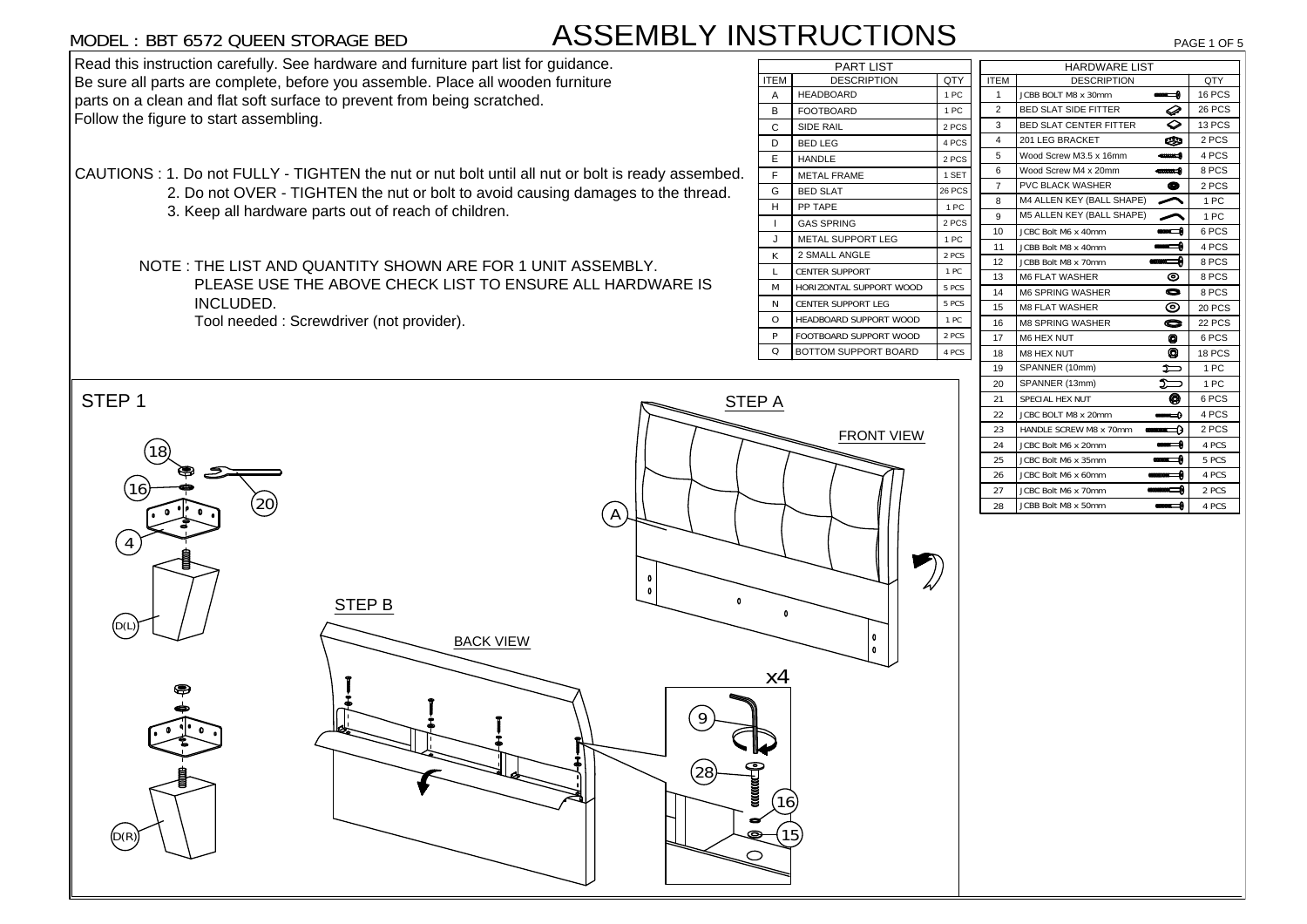MODEL : BBT 6572 QUEEN STORAGE BED

# ASSEMBLY INSTRUCTIONS

Read this instruction carefully. See hardware and furniture part list for guidance. Be sure all parts are complete, before you assemble. Place all wooden furniture parts on a clean and flat soft surface to prevent from being scratched. Follow the figure to start assembling.

CAUTIONS :
1. Do not FULLY - TIGHTEN the nut or nut bolt until all nut or bolt is ready assembed.
2. Do not OVER - TIGHTEN the nut or bolt to avoid causing damages to the thread.
3. Keep all hardware parts out of reach of children.

NOTE : THE LIST AND QUANTITY SHOWN ARE FOR 1 UNIT ASSEMBLY. PLEASE USE THE ABOVE CHECK LIST TO ENSURE ALL HARDWARE IS INCLUDED.
Tool needed : Screwdriver (not provider).

| PART LIST | | |
|---|---|---|
| ITEM | DESCRIPTION | QTY |
| A | HEADBOARD | 1 PC |
| B | FOOTBOARD | 1 PC |
| C | SIDE RAIL | 2 PCS |
| D | BED LEG | 4 PCS |
| E | HANDLE | 2 PCS |
| F | METAL FRAME | 1 SET |
| G | BED SLAT | 26 PCS |
| H | PP TAPE | 1 PC |
| I | GAS SPRING | 2 PCS |
| J | METAL SUPPORT LEG | 1 PC |
| K | 2 SMALL ANGLE | 2 PCS |
| L | CENTER SUPPORT | 1 PC |
| M | HORIZONTAL SUPPORT WOOD | 5 PCS |
| N | CENTER SUPPORT LEG | 5 PCS |
| O | HEADBOARD SUPPORT WOOD | 1 PC |
| P | FOOTBOARD SUPPORT WOOD | 2 PCS |
| Q | BOTTOM SUPPORT BOARD | 4 PCS |

| HARDWARE LIST | | |
|---|---|---|
| ITEM | DESCRIPTION | QTY |
| 1 | JCBB BOLT M8 x 30mm | 16 PCS |
| 2 | BED SLAT SIDE FITTER | 26 PCS |
| 3 | BED SLAT CENTER FITTER | 13 PCS |
| 4 | 201 LEG BRACKET | 2 PCS |
| 5 | Wood Screw M3.5 x 16mm | 4 PCS |
| 6 | Wood Screw M4 x 20mm | 8 PCS |
| 7 | PVC BLACK WASHER | 2 PCS |
| 8 | M4 ALLEN KEY (BALL SHAPE) | 1 PC |
| 9 | M5 ALLEN KEY (BALL SHAPE) | 1 PC |
| 10 | JCBC Bolt M6 x 40mm | 6 PCS |
| 11 | JCBB Bolt M8 x 40mm | 4 PCS |
| 12 | JCBB Bolt M8 x 70mm | 8 PCS |
| 13 | M6 FLAT WASHER | 8 PCS |
| 14 | M6 SPRING WASHER | 8 PCS |
| 15 | M8 FLAT WASHER | 20 PCS |
| 16 | M8 SPRING WASHER | 22 PCS |
| 17 | M6 HEX NUT | 6 PCS |
| 18 | M8 HEX NUT | 18 PCS |
| 19 | SPANNER (10mm) | 1 PC |
| 20 | SPANNER (13mm) | 1 PC |
| 21 | SPECIAL HEX NUT | 6 PCS |
| 22 | JCBC BOLT M8 x 20mm | 4 PCS |
| 23 | HANDLE SCREW M8 x 70mm | 2 PCS |
| 24 | JCBC Bolt M6 x 20mm | 4 PCS |
| 25 | JCBC Bolt M6 x 35mm | 5 PCS |
| 26 | JCBC Bolt M6 x 60mm | 4 PCS |
| 27 | JCBC Bolt M6 x 70mm | 2 PCS |
| 28 | JCBB Bolt M8 x 50mm | 4 PCS |

## STEP 1

18, 16, 20, 4, D(L), D(R)

STEP A — FRONT VIEW — A

STEP B — BACK VIEW

x4 — 9, 28, 16, 15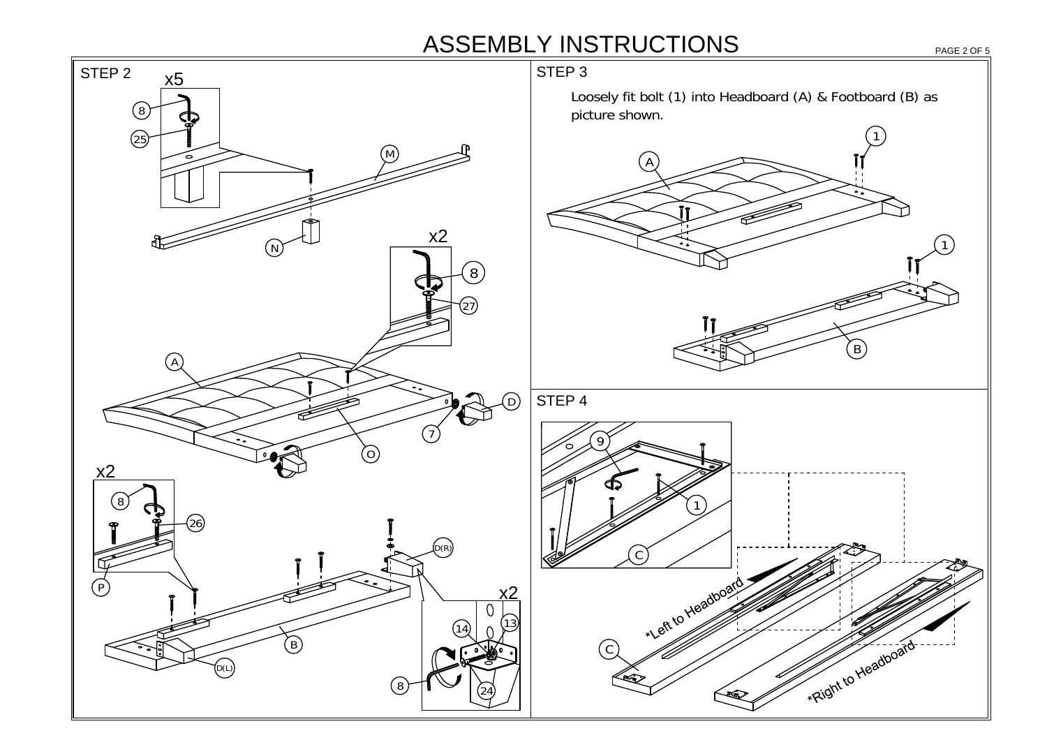# ASSEMBLY INSTRUCTIONS

## STEP 2

x5

8

25

M

N

x2

8

27

A

D

7

O

x2

8

26

P

D(R)

B

D(L)

x2

14

13

8

24

## STEP 3

Loosely fit bolt (1) into Headboard (A) & Footboard (B) as picture shown.

1

A

1

B

## STEP 4

9

1

C

*Left to Headboard

C

*Right to Headboard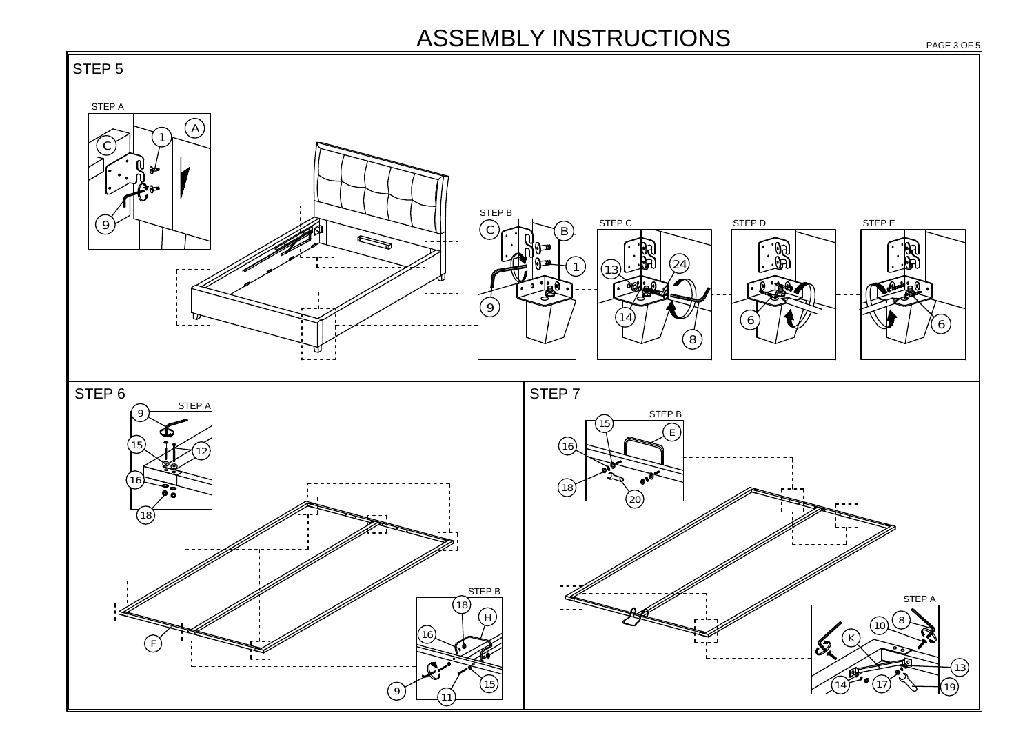# ASSEMBLY INSTRUCTIONS

## STEP 5

STEP A

C A 1 9

STEP B

C B 1 9

STEP C

13 24 14 8

STEP D

6

STEP E

6

## STEP 6

STEP A

9 15 12 16 18

F

STEP B

18 H 16 9 11 15

## STEP 7

STEP B

15 E 16 18 20

STEP A

8 10 K 13 14 17 19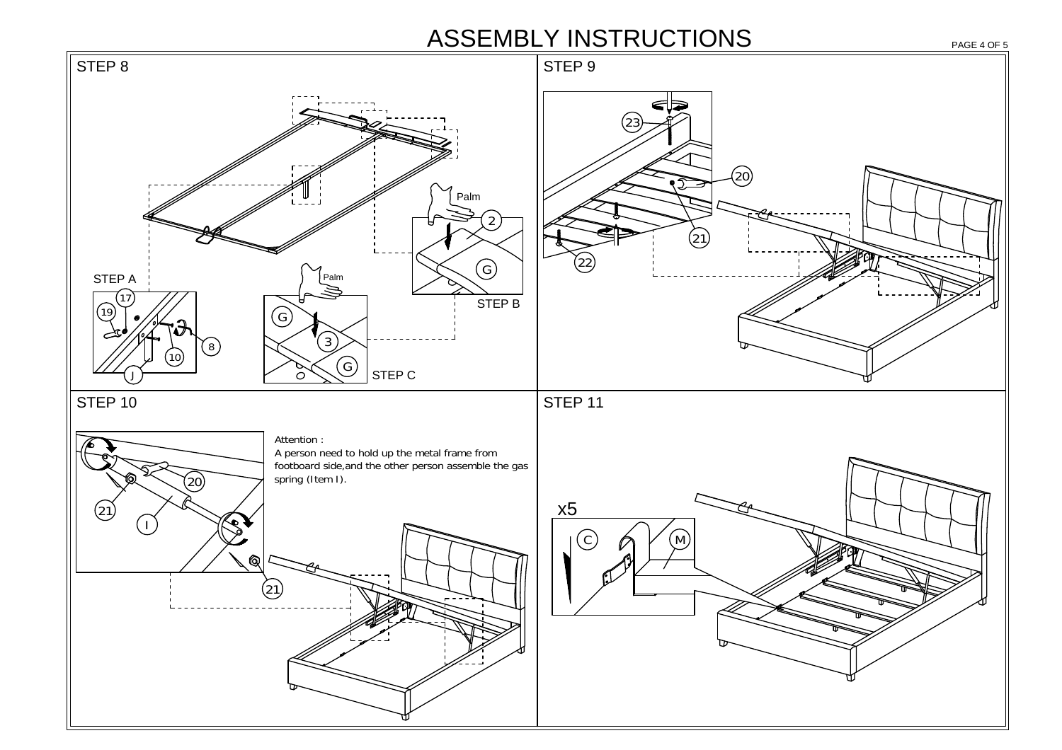# ASSEMBLY INSTRUCTIONS

## STEP 8

STEP A

17 19 8 10 J

Palm

2 G

STEP B

Palm

G 3 G

STEP C

## STEP 9

23 20 21 22

## STEP 10

21 20 I 21

Attention :
A person need to hold up the metal frame from footboard side,and the other person assemble the gas spring (Item I).

## STEP 11

x5

C M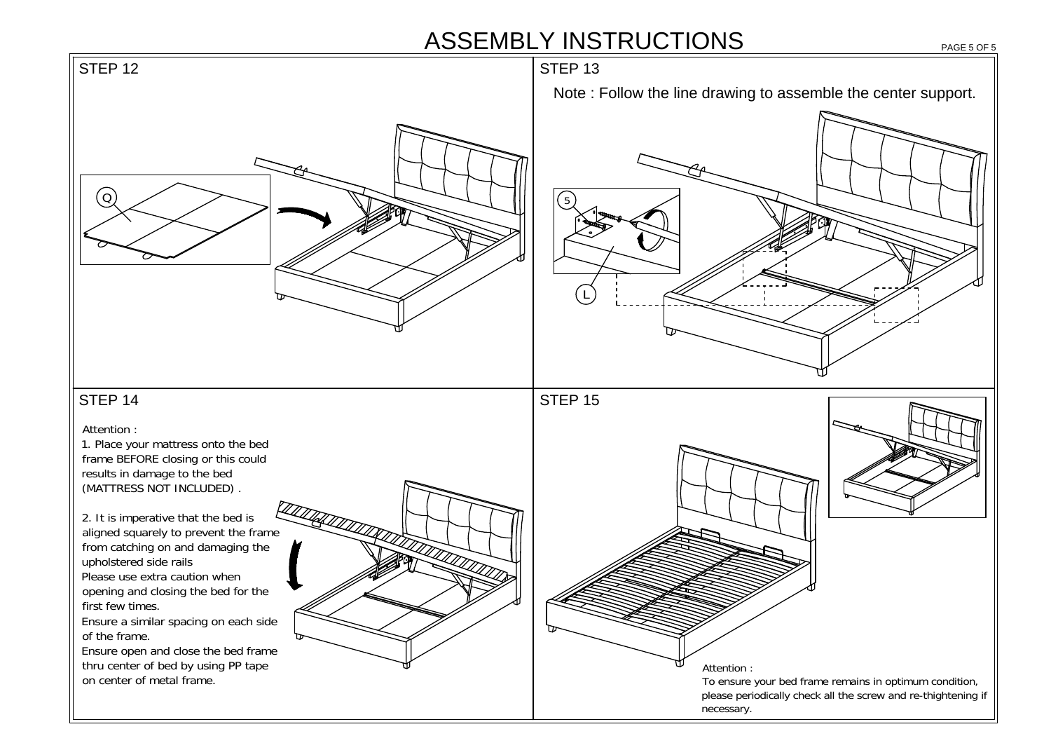# ASSEMBLY INSTRUCTIONS

## STEP 12

Q

## STEP 13

Note : Follow the line drawing to assemble the center support.

5

L

## STEP 14

Attention :

1. Place your mattress onto the bed frame BEFORE closing or this could results in damage to the bed (MATTRESS NOT INCLUDED) .

2. It is imperative that the bed is aligned squarely to prevent the frame from catching on and damaging the upholstered side rails
Please use extra caution when opening and closing the bed for the first few times.
Ensure a similar spacing on each side of the frame.
Ensure open and close the bed frame thru center of bed by using PP tape on center of metal frame.

## STEP 15

Attention :
To ensure your bed frame remains in optimum condition, please periodically check all the screw and re-thightening if necessary.